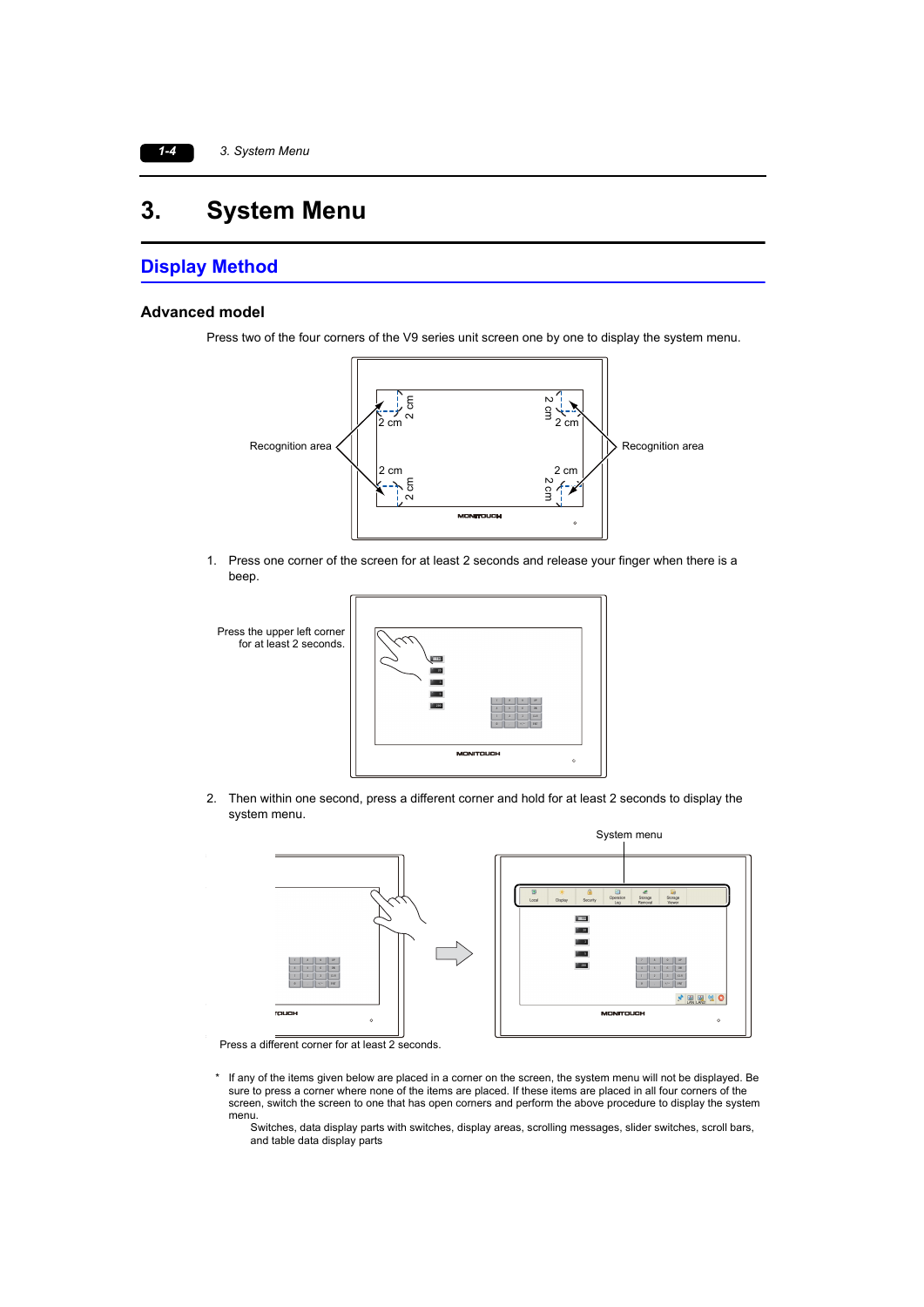# 3. System Menu

## Display Method

### Advanced model

Press two of the four corners of the V9 series unit screen one by one to display the system menu.

Recognition area

2 cm

2 cm

Recognition area

1. Press one corner of the screen for at least 2 seconds and release your finger when there is a beep.

Press the upper left corner for at least 2 seconds.

2. Then within one second, press a different corner and hold for at least 2 seconds to display the system menu.

System menu

Press a different corner for at least 2 seconds.

\* If any of the items given below are placed in a corner on the screen, the system menu will not be displayed. Be sure to press a corner where none of the items are placed. If these items are placed in all four corners of the screen, switch the screen to one that has open corners and perform the above procedure to display the system menu.
   Switches, data display parts with switches, display areas, scrolling messages, slider switches, scroll bars, and table data display parts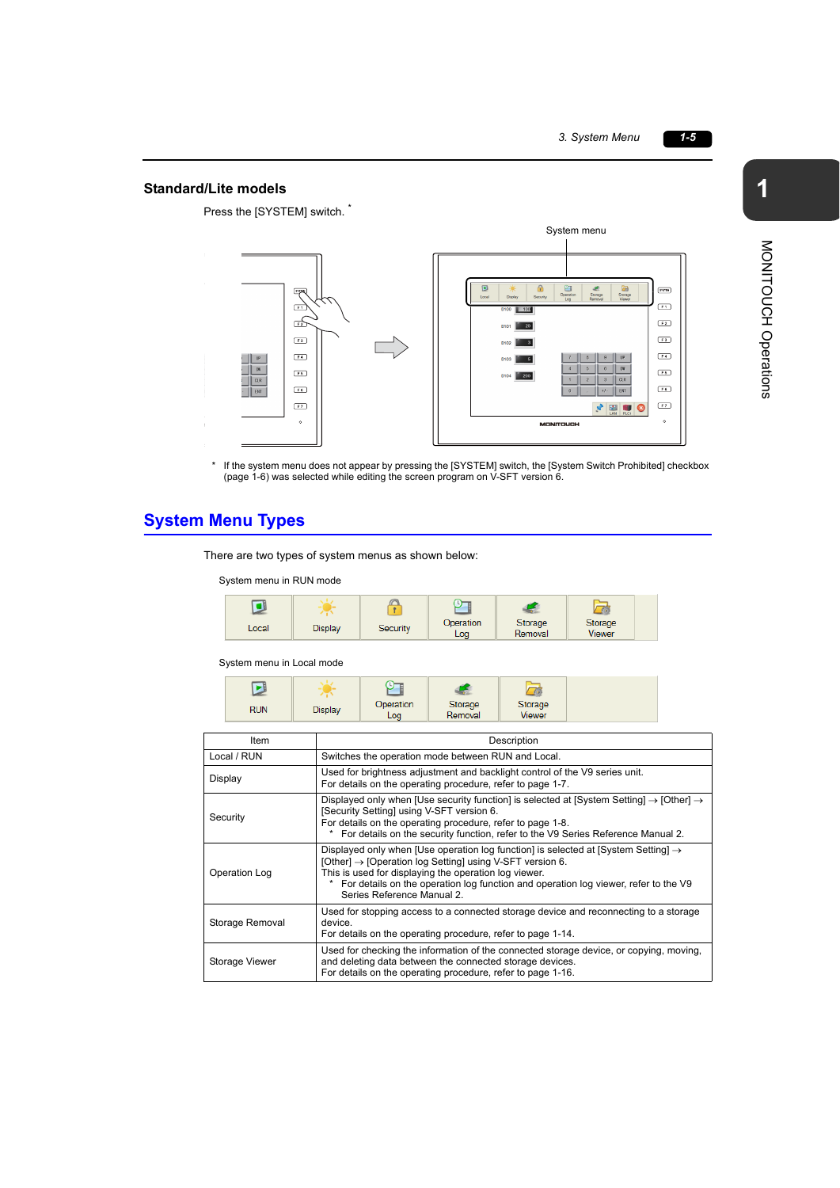### Standard/Lite models

Press the [SYSTEM] switch. *

System menu

* If the system menu does not appear by pressing the [SYSTEM] switch, the [System Switch Prohibited] checkbox (page 1-6) was selected while editing the screen program on V-SFT version 6.

## System Menu Types

There are two types of system menus as shown below:

System menu in RUN mode

Local | Display | Security | Operation Log | Storage Removal | Storage Viewer

System menu in Local mode

RUN | Display | Operation Log | Storage Removal | Storage Viewer

| Item | Description |
| --- | --- |
| Local / RUN | Switches the operation mode between RUN and Local. |
| Display | Used for brightness adjustment and backlight control of the V9 series unit.<br>For details on the operating procedure, refer to page 1-7. |
| Security | Displayed only when [Use security function] is selected at [System Setting] → [Other] → [Security Setting] using V-SFT version 6.<br>For details on the operating procedure, refer to page 1-8.<br>* For details on the security function, refer to the V9 Series Reference Manual 2. |
| Operation Log | Displayed only when [Use operation log function] is selected at [System Setting] → [Other] → [Operation log Setting] using V-SFT version 6.<br>This is used for displaying the operation log viewer.<br>* For details on the operation log function and operation log viewer, refer to the V9 Series Reference Manual 2. |
| Storage Removal | Used for stopping access to a connected storage device and reconnecting to a storage device.<br>For details on the operating procedure, refer to page 1-14. |
| Storage Viewer | Used for checking the information of the connected storage device, or copying, moving, and deleting data between the connected storage devices.<br>For details on the operating procedure, refer to page 1-16. |